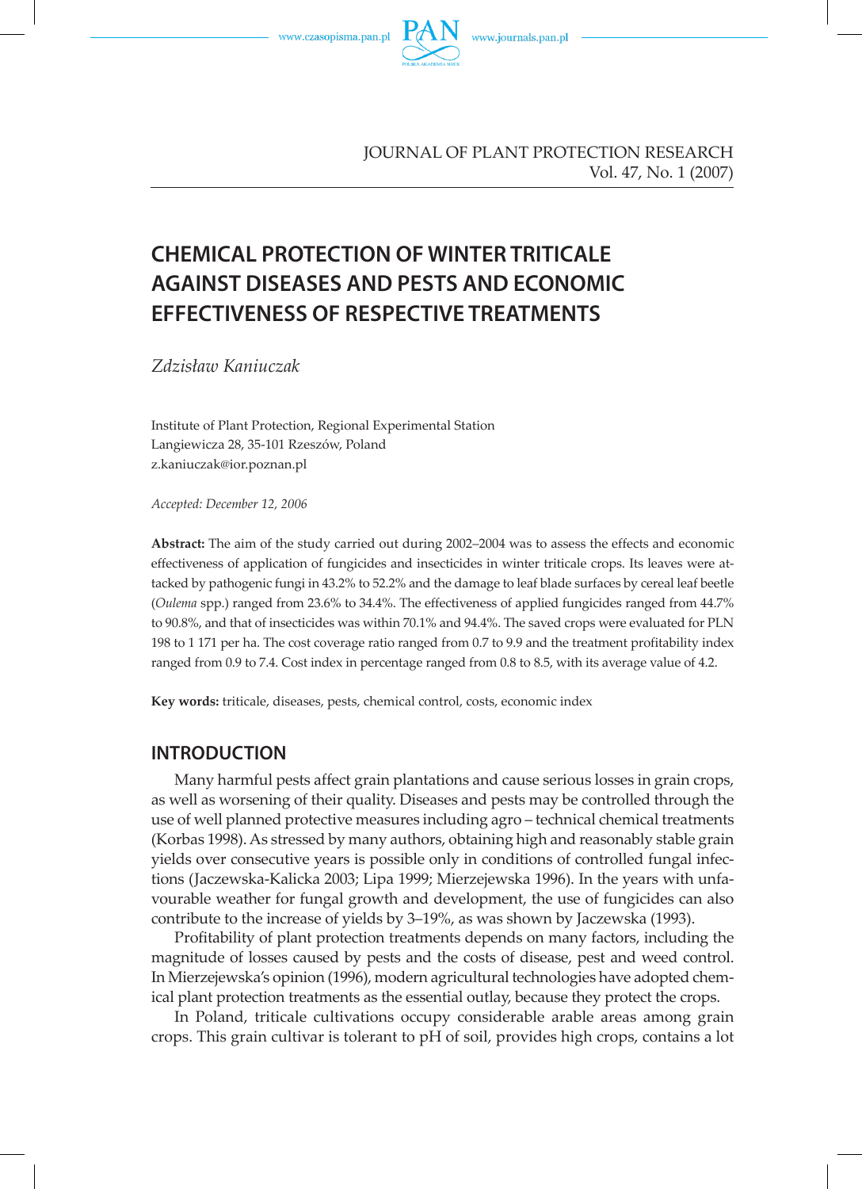# CHEMICAL PROTECTION OF WINTER TRITICALE AGAINST DISEASES AND PESTS AND ECONOMIC EFFECTIVENESS OF RESPECTIVE TREATMENTS

*Zdzisław Kaniuczak*

Institute of Plant Protection, Regional Experimental Station
Langiewicza 28, 35-101 Rzeszów, Poland
z.kaniuczak@ior.poznan.pl

*Accepted: December 12, 2006*

**Abstract:** The aim of the study carried out during 2002–2004 was to assess the effects and economic effectiveness of application of fungicides and insecticides in winter triticale crops. Its leaves were attacked by pathogenic fungi in 43.2% to 52.2% and the damage to leaf blade surfaces by cereal leaf beetle (*Oulema* spp.) ranged from 23.6% to 34.4%. The effectiveness of applied fungicides ranged from 44.7% to 90.8%, and that of insecticides was within 70.1% and 94.4%. The saved crops were evaluated for PLN 198 to 1 171 per ha. The cost coverage ratio ranged from 0.7 to 9.9 and the treatment profitability index ranged from 0.9 to 7.4. Cost index in percentage ranged from 0.8 to 8.5, with its average value of 4.2.

**Key words:** triticale, diseases, pests, chemical control, costs, economic index

## INTRODUCTION

Many harmful pests affect grain plantations and cause serious losses in grain crops, as well as worsening of their quality. Diseases and pests may be controlled through the use of well planned protective measures including agro – technical chemical treatments (Korbas 1998). As stressed by many authors, obtaining high and reasonably stable grain yields over consecutive years is possible only in conditions of controlled fungal infections (Jaczewska-Kalicka 2003; Lipa 1999; Mierzejewska 1996). In the years with unfavourable weather for fungal growth and development, the use of fungicides can also contribute to the increase of yields by 3–19%, as was shown by Jaczewska (1993).

Profitability of plant protection treatments depends on many factors, including the magnitude of losses caused by pests and the costs of disease, pest and weed control. In Mierzejewska's opinion (1996), modern agricultural technologies have adopted chemical plant protection treatments as the essential outlay, because they protect the crops.

In Poland, triticale cultivations occupy considerable arable areas among grain crops. This grain cultivar is tolerant to pH of soil, provides high crops, contains a lot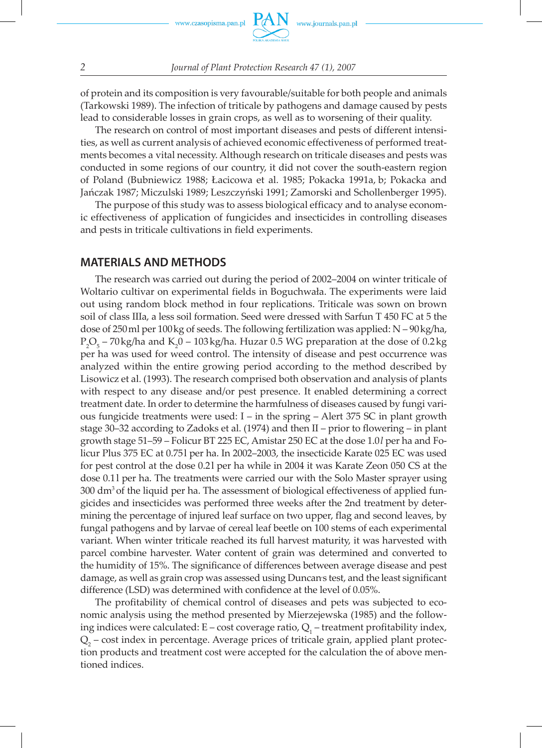of protein and its composition is very favourable/suitable for both people and animals (Tarkowski 1989). The infection of triticale by pathogens and damage caused by pests lead to considerable losses in grain crops, as well as to worsening of their quality.

The research on control of most important diseases and pests of different intensities, as well as current analysis of achieved economic effectiveness of performed treatments becomes a vital necessity. Although research on triticale diseases and pests was conducted in some regions of our country, it did not cover the south-eastern region of Poland (Bubniewicz 1988; Łacicowa et al. 1985; Pokacka 1991a, b; Pokacka and Jańczak 1987; Miczulski 1989; Leszczyński 1991; Zamorski and Schollenberger 1995).

The purpose of this study was to assess biological efficacy and to analyse economic effectiveness of application of fungicides and insecticides in controlling diseases and pests in triticale cultivations in field experiments.

## MATERIALS AND METHODS

The research was carried out during the period of 2002–2004 on winter triticale of Woltario cultivar on experimental fields in Boguchwała. The experiments were laid out using random block method in four replications. Triticale was sown on brown soil of class IIIa, a less soil formation. Seed were dressed with Sarfun T 450 FC at 5 the dose of 250 ml per 100 kg of seeds. The following fertilization was applied: N – 90 kg/ha, $P_2O_5$ – 70 kg/ha and $K_20$ – 103 kg/ha. Huzar 0.5 WG preparation at the dose of 0.2 kg per ha was used for weed control. The intensity of disease and pest occurrence was analyzed within the entire growing period according to the method described by Lisowicz et al. (1993). The research comprised both observation and analysis of plants with respect to any disease and/or pest presence. It enabled determining a correct treatment date. In order to determine the harmfulness of diseases caused by fungi various fungicide treatments were used: I – in the spring – Alert 375 SC in plant growth stage 30–32 according to Zadoks et al. (1974) and then II – prior to flowering – in plant growth stage 51–59 – Folicur BT 225 EC, Amistar 250 EC at the dose 1.0 *l* per ha and Folicur Plus 375 EC at 0.75 l per ha. In 2002–2003, the insecticide Karate 025 EC was used for pest control at the dose 0.2 l per ha while in 2004 it was Karate Zeon 050 CS at the dose 0.1 l per ha. The treatments were carried our with the Solo Master sprayer using 300 $dm^3$ of the liquid per ha. The assessment of biological effectiveness of applied fungicides and insecticides was performed three weeks after the 2nd treatment by determining the percentage of injured leaf surface on two upper, flag and second leaves, by fungal pathogens and by larvae of cereal leaf beetle on 100 stems of each experimental variant. When winter triticale reached its full harvest maturity, it was harvested with parcel combine harvester. Water content of grain was determined and converted to the humidity of 15%. The significance of differences between average disease and pest damage, as well as grain crop was assessed using Duncan's test, and the least significant difference (LSD) was determined with confidence at the level of 0.05%.

The profitability of chemical control of diseases and pets was subjected to economic analysis using the method presented by Mierzejewska (1985) and the following indices were calculated: E – cost coverage ratio, $Q_1$ – treatment profitability index, $Q_2$ – cost index in percentage. Average prices of triticale grain, applied plant protection products and treatment cost were accepted for the calculation the of above mentioned indices.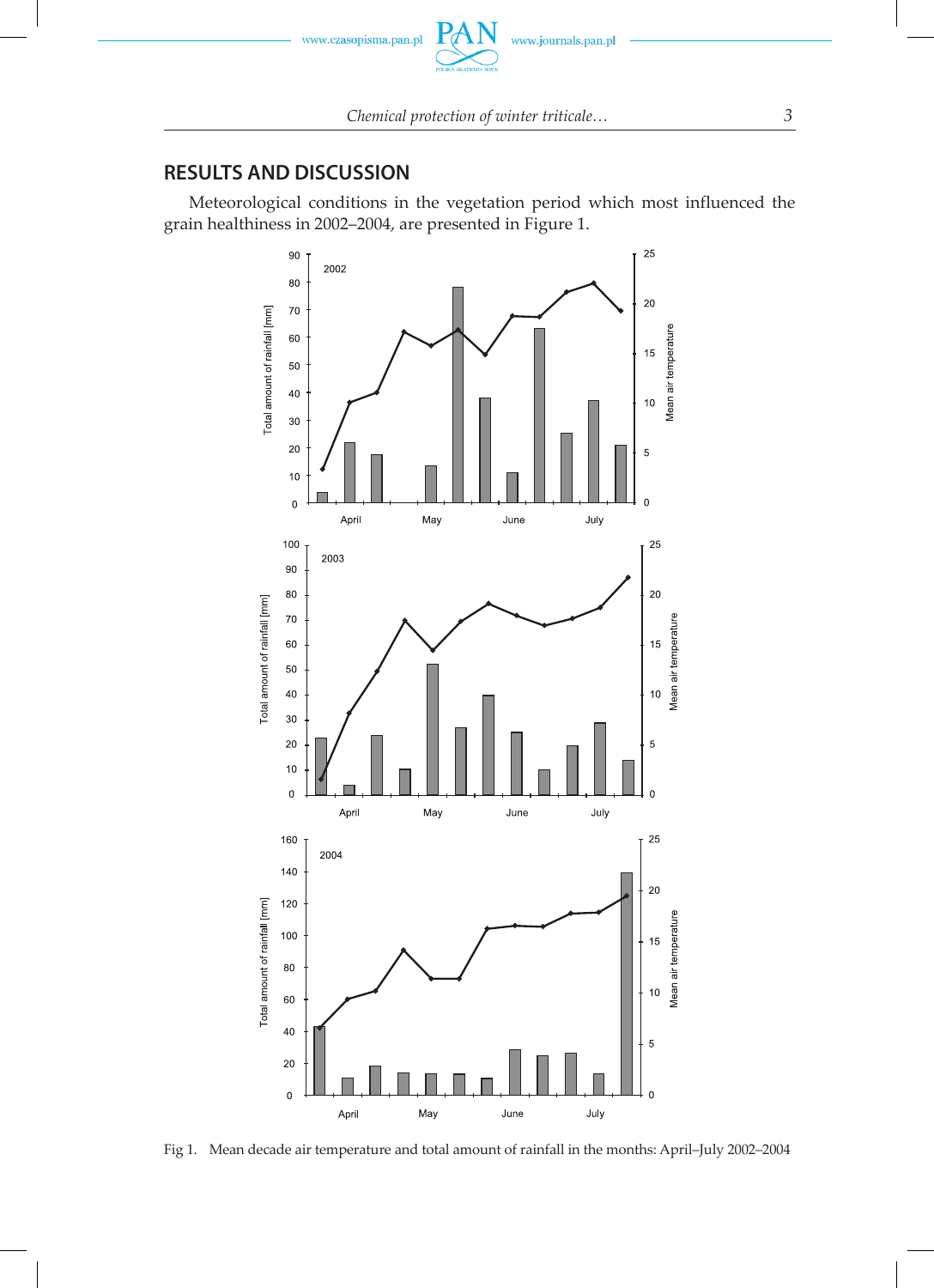## RESULTS AND DISCUSSION

Meteorological conditions in the vegetation period which most influenced the grain healthiness in 2002–2004, are presented in Figure 1.

Fig 1. Mean decade air temperature and total amount of rainfall in the months: April–July 2002–2004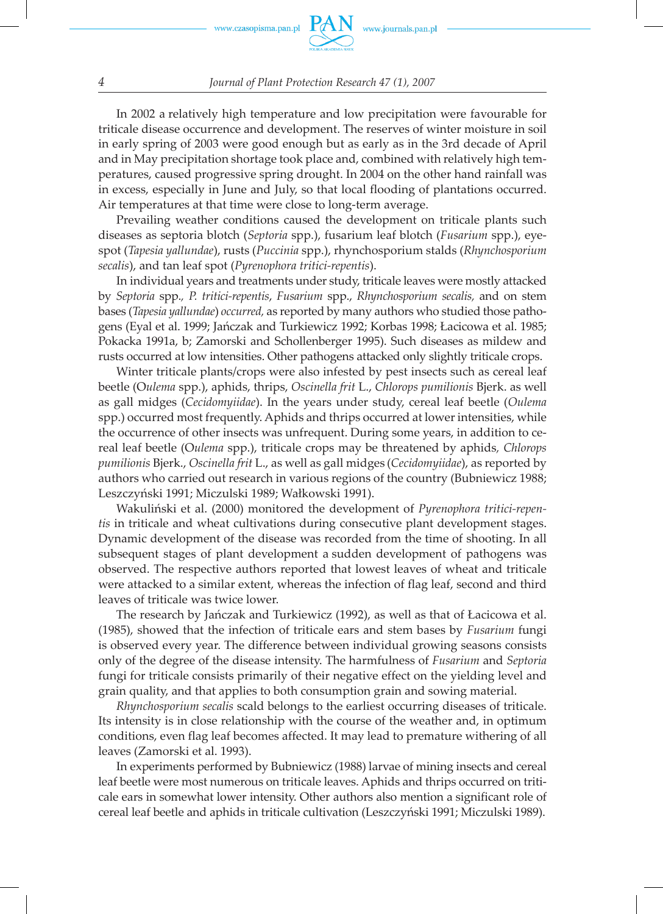In 2002 a relatively high temperature and low precipitation were favourable for triticale disease occurrence and development. The reserves of winter moisture in soil in early spring of 2003 were good enough but as early as in the 3rd decade of April and in May precipitation shortage took place and, combined with relatively high temperatures, caused progressive spring drought. In 2004 on the other hand rainfall was in excess, especially in June and July, so that local flooding of plantations occurred. Air temperatures at that time were close to long-term average.

Prevailing weather conditions caused the development on triticale plants such diseases as septoria blotch (*Septoria* spp.), fusarium leaf blotch (*Fusarium* spp.), eyespot (*Tapesia yallundae*), rusts (*Puccinia* spp.), rhynchosporium stalds (*Rhynchosporium secalis*), and tan leaf spot (*Pyrenophora tritici-repentis*).

In individual years and treatments under study, triticale leaves were mostly attacked by *Septoria* spp., *P. tritici-repentis*, *Fusarium* spp., *Rhynchosporium secalis,* and on stem bases (*Tapesia yallundae*) *occurred,* as reported by many authors who studied those pathogens (Eyal et al. 1999; Jańczak and Turkiewicz 1992; Korbas 1998; Łacicowa et al. 1985; Pokacka 1991a, b; Zamorski and Schollenberger 1995). Such diseases as mildew and rusts occurred at low intensities. Other pathogens attacked only slightly triticale crops.

Winter triticale plants/crops were also infested by pest insects such as cereal leaf beetle (O*ulema* spp.), aphids, thrips, *Oscinella frit* L., *Chlorops pumilionis* Bjerk. as well as gall midges (*Cecidomyiidae*). In the years under study, cereal leaf beetle (*Oulema* spp.) occurred most frequently. Aphids and thrips occurred at lower intensities, while the occurrence of other insects was unfrequent. During some years, in addition to cereal leaf beetle (O*ulema* spp.), triticale crops may be threatened by aphids*, Chlorops pumilionis* Bjerk., *Oscinella frit* L., as well as gall midges (*Cecidomyiidae*), as reported by authors who carried out research in various regions of the country (Bubniewicz 1988; Leszczyński 1991; Miczulski 1989; Wałkowski 1991).

Wakuliński et al. (2000) monitored the development of *Pyrenophora tritici-repentis* in triticale and wheat cultivations during consecutive plant development stages. Dynamic development of the disease was recorded from the time of shooting. In all subsequent stages of plant development a sudden development of pathogens was observed. The respective authors reported that lowest leaves of wheat and triticale were attacked to a similar extent, whereas the infection of flag leaf, second and third leaves of triticale was twice lower.

The research by Jańczak and Turkiewicz (1992), as well as that of Łacicowa et al. (1985), showed that the infection of triticale ears and stem bases by *Fusarium* fungi is observed every year. The difference between individual growing seasons consists only of the degree of the disease intensity. The harmfulness of *Fusarium* and *Septoria* fungi for triticale consists primarily of their negative effect on the yielding level and grain quality, and that applies to both consumption grain and sowing material.

*Rhynchosporium secalis* scald belongs to the earliest occurring diseases of triticale. Its intensity is in close relationship with the course of the weather and, in optimum conditions, even flag leaf becomes affected. It may lead to premature withering of all leaves (Zamorski et al. 1993).

In experiments performed by Bubniewicz (1988) larvae of mining insects and cereal leaf beetle were most numerous on triticale leaves. Aphids and thrips occurred on triticale ears in somewhat lower intensity. Other authors also mention a significant role of cereal leaf beetle and aphids in triticale cultivation (Leszczyński 1991; Miczulski 1989).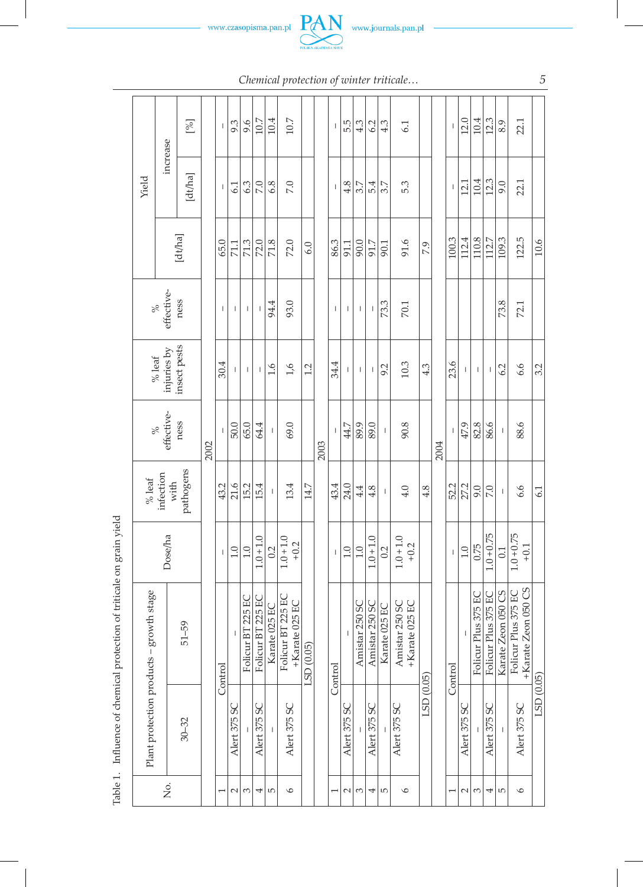Table 1. Influence of chemical protection of triticale on grain yield

| No. | Plant protection products – growth stage | | Dose/ha | % leaf infection with pathogens | % effective-ness | % leaf injuries by insect pests | % effective-ness | Yield | | |
|---|---|---|---|---|---|---|---|---|---|---|
| | | | | | | | | [dt/ha] | increase | |
| | 30–32 | 51–59 | | | | | | | [dt/ha] | [%] |
| | | | | | **2002** | | | | | |
| 1 | Control | | – | 43.2 | – | 30.4 | – | 65.0 | – | – |
| 2 | Alert 375 SC | – | 1.0 | 21.6 | 50.0 | – | – | 71.1 | 6.1 | 9.3 |
| 3 | – | Folicur BT 225 EC | 1.0 | 15.2 | 65.0 | – | – | 71.3 | 6.3 | 9.6 |
| 4 | Alert 375 SC | Folicur BT 225 EC | 1.0 + 1.0 | 15.4 | 64.4 | – | – | 72.0 | 7.0 | 10.7 |
| 5 | – | Karate 025 EC | 0.2 | – | – | 1.6 | 94.4 | 71.8 | 6.8 | 10.4 |
| 6 | Alert 375 SC | Folicur BT 225 EC +Karate 025 EC | 1.0 + 1.0 +0.2 | 13.4 | 69.0 | 1,6 | 93.0 | 72.0 | 7.0 | 10.7 |
| | LSD (0.05) | | | 14.7 | | 1.2 | | 6.0 | | |
| | | | | | **2003** | | | | | |
| 1 | Control | | – | 43.4 | – | 34.4 | – | 86.3 | – | – |
| 2 | Alert 375 SC | – | 1.0 | 24.0 | 44.7 | – | – | 91.1 | 4.8 | 5.5 |
| 3 | – | Amistar 250 SC | 1.0 | 4.4 | 89.9 | – | – | 90.0 | 3.7 | 4.3 |
| 4 | Alert 375 SC | Amistar 250 SC | 1.0 + 1.0 | 4.8 | 89.0 | – | – | 91.7 | 5.4 | 6.2 |
| 5 | – | Karate 025 EC | 0.2 | – | – | 9.2 | 73.3 | 90.1 | 3.7 | 4.3 |
| 6 | Alert 375 SC | Amistar 250 SC +Karate 025 EC | 1.0 + 1.0 +0.2 | 4.0 | 90.8 | 10.3 | 70.1 | 91.6 | 5.3 | 6.1 |
| | LSD (0.05) | | | 4.8 | | 4.3 | | 7.9 | | |
| | | | | | **2004** | | | | | |
| 1 | Control | | – | 52.2 | – | 23.6 | | 100.3 | – | – |
| 2 | Alert 375 SC | – | 1.0 | 27.2 | 47.9 | – | | 112.4 | 12.1 | 12.0 |
| 3 | – | Folicur Plus 375 EC | 0.75 | 9.0 | 82.8 | – | | 110.8 | 10.4 | 10.4 |
| 4 | Alert 375 SC | Folicur Plus 375 EC | 1.0 +0.75 | 7.0 | 86.6 | – | | 112.7 | 12.3 | 12.3 |
| 5 | – | Karate Zeon 050 CS | 0.1 | – | – | 6.2 | 73.8 | 109.3 | 9.0 | 8.9 |
| 6 | Alert 375 SC | Folicur Plus 375 EC +Karate Zeon 050 CS | 1.0 +0.75 +0.1 | 6.6 | 88.6 | 6.6 | 72.1 | 122.5 | 22.1 | 22.1 |
| | LSD (0.05) | | | 6.1 | | 3.2 | | 10.6 | | |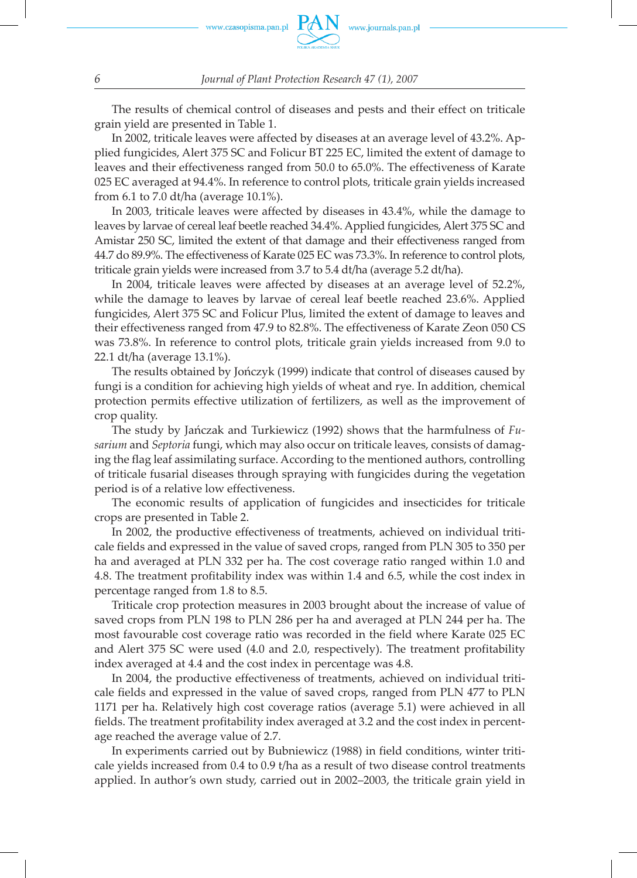The results of chemical control of diseases and pests and their effect on triticale grain yield are presented in Table 1.

In 2002, triticale leaves were affected by diseases at an average level of 43.2%. Applied fungicides, Alert 375 SC and Folicur BT 225 EC, limited the extent of damage to leaves and their effectiveness ranged from 50.0 to 65.0%. The effectiveness of Karate 025 EC averaged at 94.4%. In reference to control plots, triticale grain yields increased from 6.1 to 7.0 dt/ha (average 10.1%).

In 2003, triticale leaves were affected by diseases in 43.4%, while the damage to leaves by larvae of cereal leaf beetle reached 34.4%. Applied fungicides, Alert 375 SC and Amistar 250 SC, limited the extent of that damage and their effectiveness ranged from 44.7 do 89.9%. The effectiveness of Karate 025 EC was 73.3%. In reference to control plots, triticale grain yields were increased from 3.7 to 5.4 dt/ha (average 5.2 dt/ha).

In 2004, triticale leaves were affected by diseases at an average level of 52.2%, while the damage to leaves by larvae of cereal leaf beetle reached 23.6%. Applied fungicides, Alert 375 SC and Folicur Plus, limited the extent of damage to leaves and their effectiveness ranged from 47.9 to 82.8%. The effectiveness of Karate Zeon 050 CS was 73.8%. In reference to control plots, triticale grain yields increased from 9.0 to 22.1 dt/ha (average 13.1%).

The results obtained by Jończyk (1999) indicate that control of diseases caused by fungi is a condition for achieving high yields of wheat and rye. In addition, chemical protection permits effective utilization of fertilizers, as well as the improvement of crop quality.

The study by Jańczak and Turkiewicz (1992) shows that the harmfulness of *Fusarium* and *Septoria* fungi, which may also occur on triticale leaves, consists of damaging the flag leaf assimilating surface. According to the mentioned authors, controlling of triticale fusarial diseases through spraying with fungicides during the vegetation period is of a relative low effectiveness.

The economic results of application of fungicides and insecticides for triticale crops are presented in Table 2.

In 2002, the productive effectiveness of treatments, achieved on individual triticale fields and expressed in the value of saved crops, ranged from PLN 305 to 350 per ha and averaged at PLN 332 per ha. The cost coverage ratio ranged within 1.0 and 4.8. The treatment profitability index was within 1.4 and 6.5, while the cost index in percentage ranged from 1.8 to 8.5.

Triticale crop protection measures in 2003 brought about the increase of value of saved crops from PLN 198 to PLN 286 per ha and averaged at PLN 244 per ha. The most favourable cost coverage ratio was recorded in the field where Karate 025 EC and Alert 375 SC were used (4.0 and 2.0, respectively). The treatment profitability index averaged at 4.4 and the cost index in percentage was 4.8.

In 2004, the productive effectiveness of treatments, achieved on individual triticale fields and expressed in the value of saved crops, ranged from PLN 477 to PLN 1171 per ha. Relatively high cost coverage ratios (average 5.1) were achieved in all fields. The treatment profitability index averaged at 3.2 and the cost index in percentage reached the average value of 2.7.

In experiments carried out by Bubniewicz (1988) in field conditions, winter triticale yields increased from 0.4 to 0.9 t/ha as a result of two disease control treatments applied. In author's own study, carried out in 2002–2003, the triticale grain yield in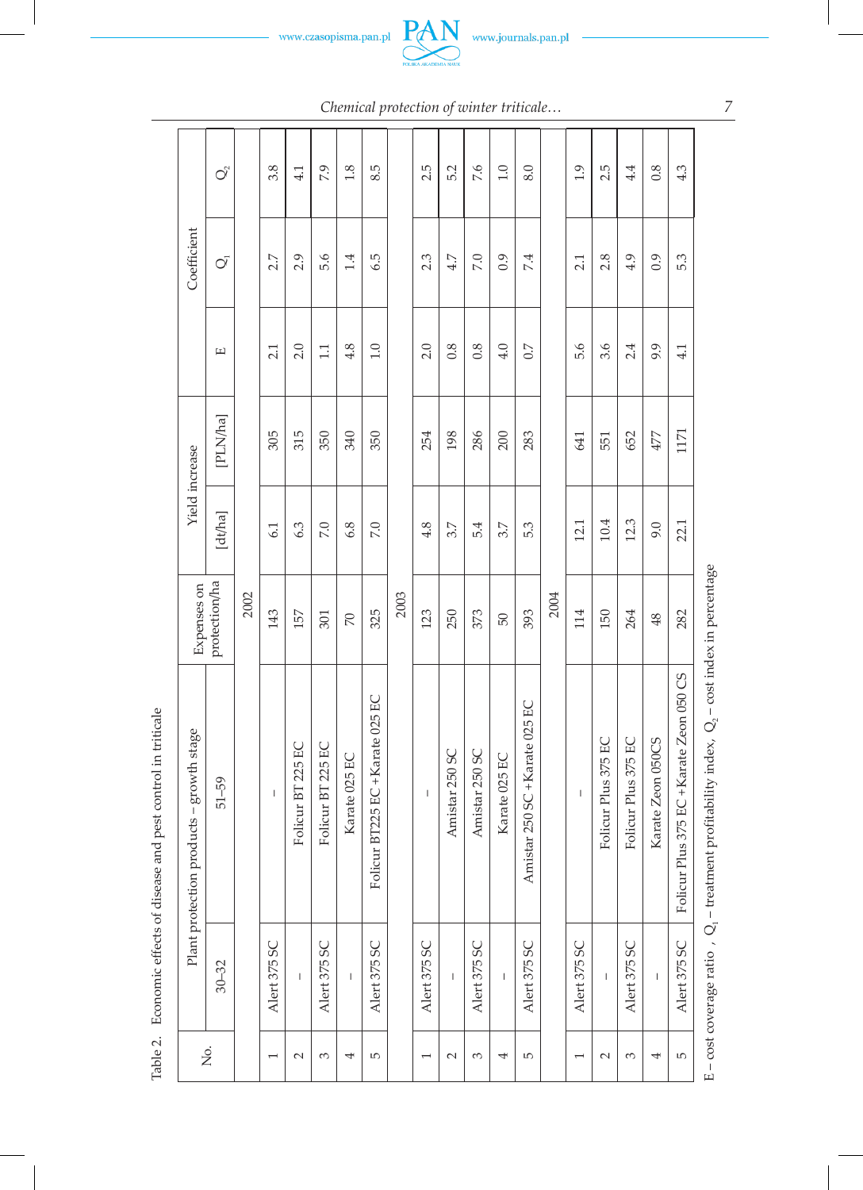Table 2. Economic effects of disease and pest control in triticale

| No. | Plant protection products – growth stage | | Expenses on protection/ha | Yield increase | | Coefficient | | |
|---|---|---|---|---|---|---|---|---|
| | 30–32 | 51–59 | | [dt/ha] | [PLN/ha] | E | $Q_1$ | $Q_2$ |
| **2002** | | | | | | | | |
| 1 | Alert 375 SC | – | 143 | 6.1 | 305 | 2.1 | 2.7 | 3.8 |
| 2 | – | Folicur BT 225 EC | 157 | 6.3 | 315 | 2.0 | 2.9 | 4.1 |
| 3 | Alert 375 SC | Folicur BT 225 EC | 301 | 7.0 | 350 | 1.1 | 5.6 | 7.9 |
| 4 | – | Karate 025 EC | 70 | 6.8 | 340 | 4.8 | 1.4 | 1.8 |
| 5 | Alert 375 SC | Folicur BT225 EC +Karate 025 EC | 325 | 7.0 | 350 | 1.0 | 6.5 | 8.5 |
| **2003** | | | | | | | | |
| 1 | Alert 375 SC | – | 123 | 4.8 | 254 | 2.0 | 2.3 | 2.5 |
| 2 | – | Amistar 250 SC | 250 | 3.7 | 198 | 0.8 | 4.7 | 5.2 |
| 3 | Alert 375 SC | Amistar 250 SC | 373 | 5.4 | 286 | 0.8 | 7.0 | 7.6 |
| 4 | – | Karate 025 EC | 50 | 3.7 | 200 | 4.0 | 0.9 | 1.0 |
| 5 | Alert 375 SC | Amistar 250 SC +Karate 025 EC | 393 | 5.3 | 283 | 0.7 | 7.4 | 8.0 |
| **2004** | | | | | | | | |
| 1 | Alert 375 SC | – | 114 | 12.1 | 641 | 5.6 | 2.1 | 1.9 |
| 2 | – | Folicur Plus 375 EC | 150 | 10.4 | 551 | 3.6 | 2.8 | 2.5 |
| 3 | Alert 375 SC | Folicur Plus 375 EC | 264 | 12.3 | 652 | 2.4 | 4.9 | 4.4 |
| 4 | – | Karate Zeon 050CS | 48 | 9.0 | 477 | 9.9 | 0.9 | 0.8 |
| 5 | Alert 375 SC | Folicur Plus 375 EC +Karate Zeon 050 CS | 282 | 22.1 | 1171 | 4.1 | 5.3 | 4.3 |

E – cost coverage ratio , $Q_1$ – treatment profitability index, $Q_2$ – cost index in percentage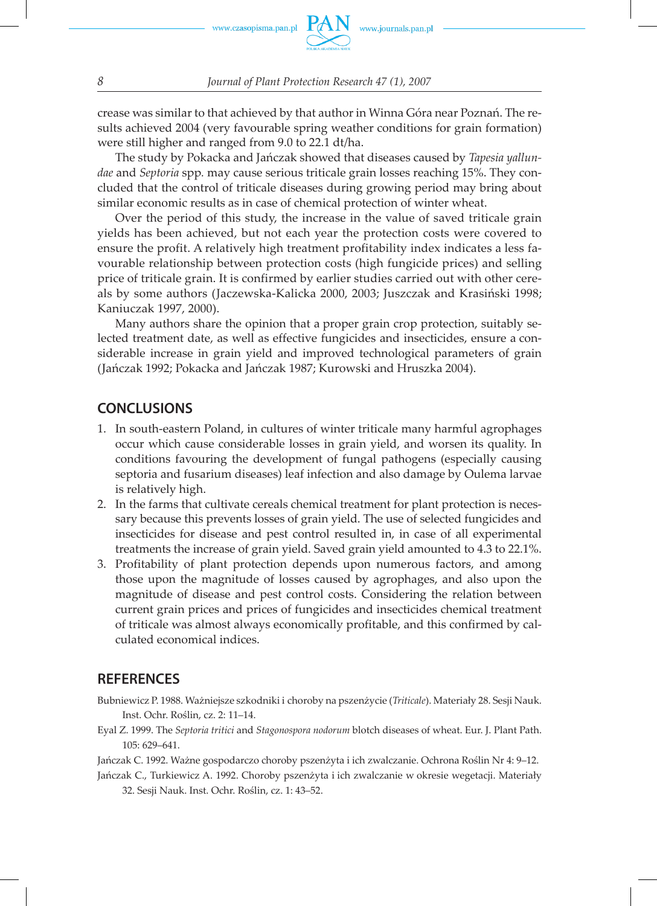crease was similar to that achieved by that author in Winna Góra near Poznań. The results achieved 2004 (very favourable spring weather conditions for grain formation) were still higher and ranged from 9.0 to 22.1 dt/ha.

The study by Pokacka and Jańczak showed that diseases caused by *Tapesia yallundae* and *Septoria* spp. may cause serious triticale grain losses reaching 15%. They concluded that the control of triticale diseases during growing period may bring about similar economic results as in case of chemical protection of winter wheat.

Over the period of this study, the increase in the value of saved triticale grain yields has been achieved, but not each year the protection costs were covered to ensure the profit. A relatively high treatment profitability index indicates a less favourable relationship between protection costs (high fungicide prices) and selling price of triticale grain. It is confirmed by earlier studies carried out with other cereals by some authors (Jaczewska-Kalicka 2000, 2003; Juszczak and Krasiński 1998; Kaniuczak 1997, 2000).

Many authors share the opinion that a proper grain crop protection, suitably selected treatment date, as well as effective fungicides and insecticides, ensure a considerable increase in grain yield and improved technological parameters of grain (Jańczak 1992; Pokacka and Jańczak 1987; Kurowski and Hruszka 2004).

## CONCLUSIONS

1. In south-eastern Poland, in cultures of winter triticale many harmful agrophages occur which cause considerable losses in grain yield, and worsen its quality. In conditions favouring the development of fungal pathogens (especially causing septoria and fusarium diseases) leaf infection and also damage by Oulema larvae is relatively high.
2. In the farms that cultivate cereals chemical treatment for plant protection is necessary because this prevents losses of grain yield. The use of selected fungicides and insecticides for disease and pest control resulted in, in case of all experimental treatments the increase of grain yield. Saved grain yield amounted to 4.3 to 22.1%.
3. Profitability of plant protection depends upon numerous factors, and among those upon the magnitude of losses caused by agrophages, and also upon the magnitude of disease and pest control costs. Considering the relation between current grain prices and prices of fungicides and insecticides chemical treatment of triticale was almost always economically profitable, and this confirmed by calculated economical indices.

## REFERENCES

Bubniewicz P. 1988. Ważniejsze szkodniki i choroby na pszenżycie (*Triticale*). Materiały 28. Sesji Nauk. Inst. Ochr. Roślin, cz. 2: 11–14.

Eyal Z. 1999. The *Septoria tritici* and *Stagonospora nodorum* blotch diseases of wheat. Eur. J. Plant Path. 105: 629–641.

Jańczak C. 1992. Ważne gospodarczo choroby pszenżyta i ich zwalczanie. Ochrona Roślin Nr 4: 9–12.

Jańczak C., Turkiewicz A. 1992. Choroby pszenżyta i ich zwalczanie w okresie wegetacji. Materiały 32. Sesji Nauk. Inst. Ochr. Roślin, cz. 1: 43–52.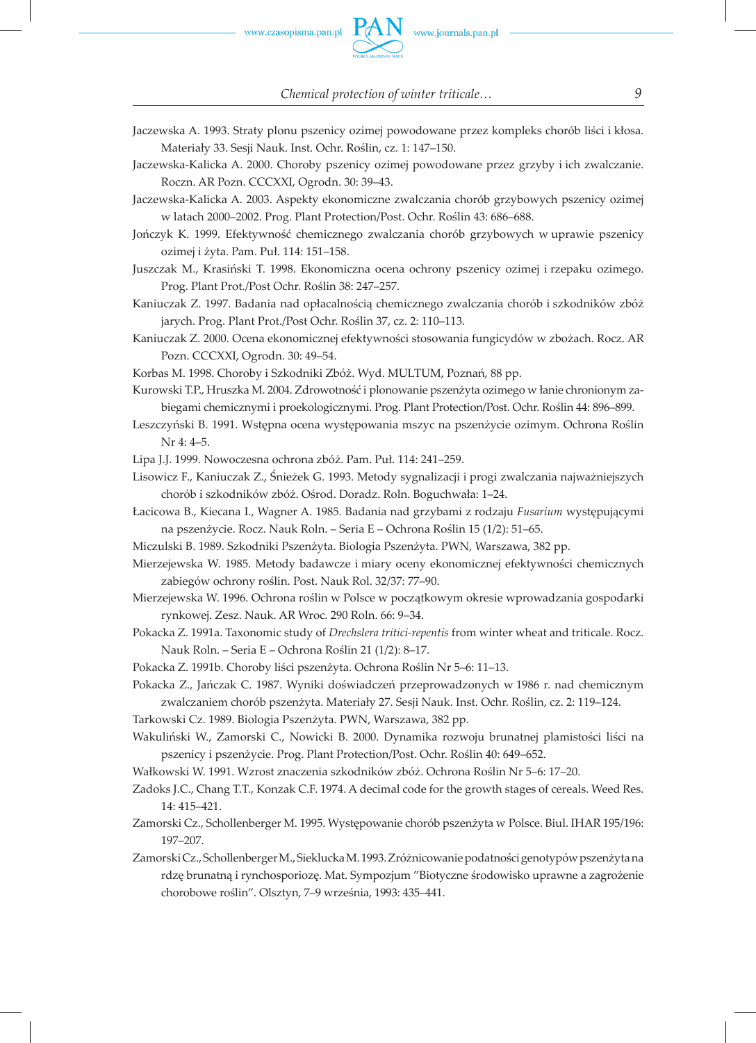Jaczewska A. 1993. Straty plonu pszenicy ozimej powodowane przez kompleks chorób liści i kłosa. Materiały 33. Sesji Nauk. Inst. Ochr. Roślin, cz. 1: 147–150.

Jaczewska-Kalicka A. 2000. Choroby pszenicy ozimej powodowane przez grzyby i ich zwalczanie. Roczn. AR Pozn. CCCXXI, Ogrodn. 30: 39–43.

Jaczewska-Kalicka A. 2003. Aspekty ekonomiczne zwalczania chorób grzybowych pszenicy ozimej w latach 2000–2002. Prog. Plant Protection/Post. Ochr. Roślin 43: 686–688.

Jończyk K. 1999. Efektywność chemicznego zwalczania chorób grzybowych w uprawie pszenicy ozimej i żyta. Pam. Puł. 114: 151–158.

Juszczak M., Krasiński T. 1998. Ekonomiczna ocena ochrony pszenicy ozimej i rzepaku ozimego. Prog. Plant Prot./Post Ochr. Roślin 38: 247–257.

Kaniuczak Z. 1997. Badania nad opłacalnością chemicznego zwalczania chorób i szkodników zbóż jarych. Prog. Plant Prot./Post Ochr. Roślin 37, cz. 2: 110–113.

Kaniuczak Z. 2000. Ocena ekonomicznej efektywności stosowania fungicydów w zbożach. Rocz. AR Pozn. CCCXXI, Ogrodn. 30: 49–54.

Korbas M. 1998. Choroby i Szkodniki Zbóż. Wyd. MULTUM, Poznań, 88 pp.

Kurowski T.P., Hruszka M. 2004. Zdrowotność i plonowanie pszenżyta ozimego w łanie chronionym zabiegami chemicznymi i proekologicznymi. Prog. Plant Protection/Post. Ochr. Roślin 44: 896–899.

Leszczyński B. 1991. Wstępna ocena występowania mszyc na pszenżycie ozimym. Ochrona Roślin Nr 4: 4–5.

Lipa J.J. 1999. Nowoczesna ochrona zbóż. Pam. Puł. 114: 241–259.

Lisowicz F., Kaniuczak Z., Śnieżek G. 1993. Metody sygnalizacji i progi zwalczania najważniejszych chorób i szkodników zbóż. Ośrod. Doradz. Roln. Boguchwała: 1–24.

Łacicowa B., Kiecana I., Wagner A. 1985. Badania nad grzybami z rodzaju *Fusarium* występującymi na pszenżycie. Rocz. Nauk Roln. – Seria E – Ochrona Roślin 15 (1/2): 51–65.

Miczulski B. 1989. Szkodniki Pszenżyta. Biologia Pszenżyta. PWN, Warszawa, 382 pp.

Mierzejewska W. 1985. Metody badawcze i miary oceny ekonomicznej efektywności chemicznych zabiegów ochrony roślin. Post. Nauk Rol. 32/37: 77–90.

Mierzejewska W. 1996. Ochrona roślin w Polsce w początkowym okresie wprowadzania gospodarki rynkowej. Zesz. Nauk. AR Wroc. 290 Roln. 66: 9–34.

Pokacka Z. 1991a. Taxonomic study of *Drechslera tritici-repentis* from winter wheat and triticale. Rocz. Nauk Roln. – Seria E – Ochrona Roślin 21 (1/2): 8–17.

Pokacka Z. 1991b. Choroby liści pszenżyta. Ochrona Roślin Nr 5–6: 11–13.

Pokacka Z., Jańczak C. 1987. Wyniki doświadczeń przeprowadzonych w 1986 r. nad chemicznym zwalczaniem chorób pszenżyta. Materiały 27. Sesji Nauk. Inst. Ochr. Roślin, cz. 2: 119–124.

Tarkowski Cz. 1989. Biologia Pszenżyta. PWN, Warszawa, 382 pp.

Wakuliński W., Zamorski C., Nowicki B. 2000. Dynamika rozwoju brunatnej plamistości liści na pszenicy i pszenżycie. Prog. Plant Protection/Post. Ochr. Roślin 40: 649–652.

Wałkowski W. 1991. Wzrost znaczenia szkodników zbóż. Ochrona Roślin Nr 5–6: 17–20.

Zadoks J.C., Chang T.T., Konzak C.F. 1974. A decimal code for the growth stages of cereals. Weed Res. 14: 415–421.

Zamorski Cz., Schollenberger M. 1995. Występowanie chorób pszenżyta w Polsce. Biul. IHAR 195/196: 197–207.

Zamorski Cz., Schollenberger M., Sieklucka M. 1993. Zróżnicowanie podatności genotypów pszenżyta na rdzę brunatną i rynchosporiozę. Mat. Sympozjum "Biotyczne środowisko uprawne a zagrożenie chorobowe roślin". Olsztyn, 7–9 września, 1993: 435–441.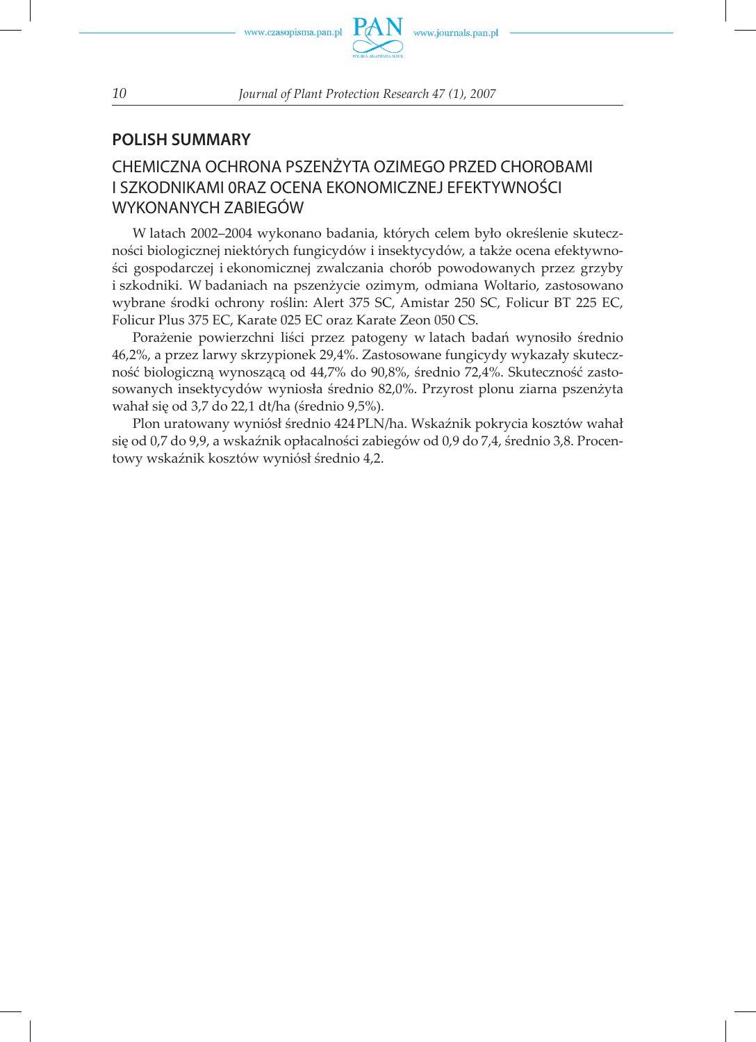## POLISH SUMMARY

### CHEMICZNA OCHRONA PSZENŻYTA OZIMEGO PRZED CHOROBAMI I SZKODNIKAMI 0RAZ OCENA EKONOMICZNEJ EFEKTYWNOŚCI WYKONANYCH ZABIEGÓW

W latach 2002–2004 wykonano badania, których celem było określenie skuteczności biologicznej niektórych fungicydów i insektycydów, a także ocena efektywności gospodarczej i ekonomicznej zwalczania chorób powodowanych przez grzyby i szkodniki. W badaniach na pszenżycie ozimym, odmiana Woltario, zastosowano wybrane środki ochrony roślin: Alert 375 SC, Amistar 250 SC, Folicur BT 225 EC, Folicur Plus 375 EC, Karate 025 EC oraz Karate Zeon 050 CS.

Porażenie powierzchni liści przez patogeny w latach badań wynosiło średnio 46,2%, a przez larwy skrzypionek 29,4%. Zastosowane fungicydy wykazały skuteczność biologiczną wynoszącą od 44,7% do 90,8%, średnio 72,4%. Skuteczność zastosowanych insektycydów wyniosła średnio 82,0%. Przyrost plonu ziarna pszenżyta wahał się od 3,7 do 22,1 dt/ha (średnio 9,5%).

Plon uratowany wyniósł średnio 424 PLN/ha. Wskaźnik pokrycia kosztów wahał się od 0,7 do 9,9, a wskaźnik opłacalności zabiegów od 0,9 do 7,4, średnio 3,8. Procentowy wskaźnik kosztów wyniósł średnio 4,2.